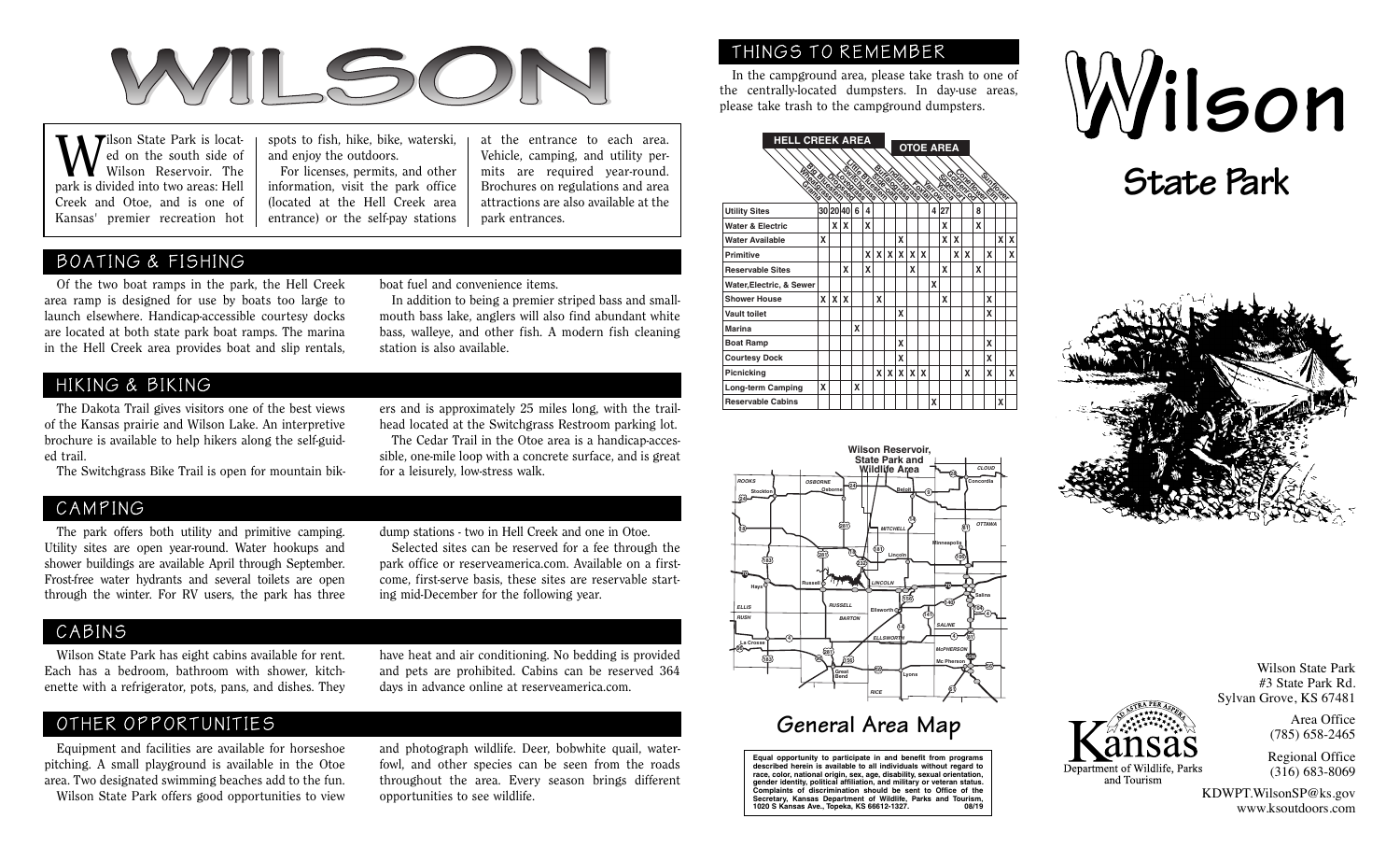# WILSON

# Wilson State Park

Wilson State Park is located on the south side of Wilson Reservoir. The park is divided into two areas: Hell Creek and Otoe, and is one of Kansas' premier recreation hot spots to fish, hike, bike, waterski, and enjoy the outdoors.

For licenses, permits, and other information, visit the park office (located at the Hell Creek area entrance) or the self-pay stations at the entrance to each area. Vehicle, camping, and utility permits are required year-round. Brochures on regulations and area attractions are also available at the park entrances.

## BOATING & FISHING

Of the two boat ramps in the park, the Hell Creek area ramp is designed for use by boats too large to launch elsewhere. Handicap-accessible courtesy docks are located at both state park boat ramps. The marina in the Hell Creek area provides boat and slip rentals, boat fuel and convenience items.

In addition to being a premier striped bass and smallmouth bass lake, anglers will also find abundant white bass, walleye, and other fish. A modern fish cleaning station is also available.

## HIKING & BIKING

The Dakota Trail gives visitors one of the best views of the Kansas prairie and Wilson Lake. An interpretive brochure is available to help hikers along the self-guided trail.

The Switchgrass Bike Trail is open for mountain bikers and is approximately 25 miles long, with the trailhead located at the Switchgrass Restroom parking lot.

The Cedar Trail in the Otoe area is a handicap-accessible, one-mile loop with a concrete surface, and is great for a leisurely, low-stress walk.

## CAMPING

The park offers both utility and primitive camping. Utility sites are open year-round. Water hookups and shower buildings are available April through September. Frost-free water hydrants and several toilets are open through the winter. For RV users, the park has three dump stations - two in Hell Creek and one in Otoe.

Selected sites can be reserved for a fee through the park office or reserveamerica.com. Available on a first-come, first-serve basis, these sites are reservable starting mid-December for the following year.

## CABINS

Wilson State Park has eight cabins available for rent. Each has a bedroom, bathroom with shower, kitchenette with a refrigerator, pots, pans, and dishes. They have heat and air conditioning. No bedding is provided and pets are prohibited. Cabins can be reserved 364 days in advance online at reserveamerica.com.

## OTHER OPPORTUNITIES

Equipment and facilities are available for horseshoe pitching. A small playground is available in the Otoe area. Two designated swimming beaches add to the fun.

Wilson State Park offers good opportunities to view and photograph wildlife. Deer, bobwhite quail, waterfowl, and other species can be seen from the roads throughout the area. Every season brings different opportunities to see wildlife.

## THINGS TO REMEMBER

In the campground area, please take trash to one of the centrally-located dumpsters. In day-use areas, please take trash to the campground dumpsters.

| | HELL CREEK AREA | | | | | | | | | | OTOE AREA | | | | | |
|---|---|---|---|---|---|---|---|---|---|---|---|---|---|---|---|---|
| | Grama | Wheatgrass | Big Bluestem | Dropseed | Lovegrass | Switchgrass | Little Bluestem | Buffalograss | Indiangrass | Foxtail | Cedar | Sideoats | Prairie | Coneflower | Elm | Sunflower |
| **Utility Sites** | 30 | 20 | 40 | | 6 | 4 | | | | 4 | 27 | | 8 | | | |
| **Water & Electric** | | X | X | | X | | | | | | X | | X | | | |
| **Water Available** | X | | | | | | X | | | | X | X | | | X | X |
| **Primitive** | | | | | X | X | X | X | X | X | | X | X | X | | X |
| **Reservable Sites** | | | X | | X | | | X | | | X | | X | | | |
| **Water, Electric, & Sewer** | | | | | | | | | | X | | | | | | |
| **Shower House** | X | X | X | | | X | | | | | X | | | X | | |
| **Vault toilet** | | | | | | | X | | | | | | | X | | |
| **Marina** | | | | X | | | | | | | | | | | | |
| **Boat Ramp** | | | | | | | X | | | | | | | X | | |
| **Courtesy Dock** | | | | | | | X | | | | | | | X | | |
| **Picnicking** | | | | | | X | X | X | X | X | | | X | X | | X |
| **Long-term Camping** | X | | | X | | | | | | | | | | | | |
| **Reservable Cabins** | | | | | | | | | | X | | | | | X | |

**Wilson Reservoir, State Park and Wildlife Area**

## General Area Map

**Equal opportunity to participate in and benefit from programs described herein is available to all individuals without regard to race, color, national origin, sex, age, disability, sexual orientation, gender identity, political affiliation, and military or veteran status. Complaints of discrimination should be sent to Office of the Secretary, Kansas Department of Wildlife, Parks and Tourism, 1020 S Kansas Ave., Topeka, KS 66612-1327. 08/19**

Kansas Department of Wildlife, Parks and Tourism

Wilson State Park
#3 State Park Rd.
Sylvan Grove, KS 67481

Area Office
(785) 658-2465

Regional Office
(316) 683-8069

KDWPT.WilsonSP@ks.gov
www.ksoutdoors.com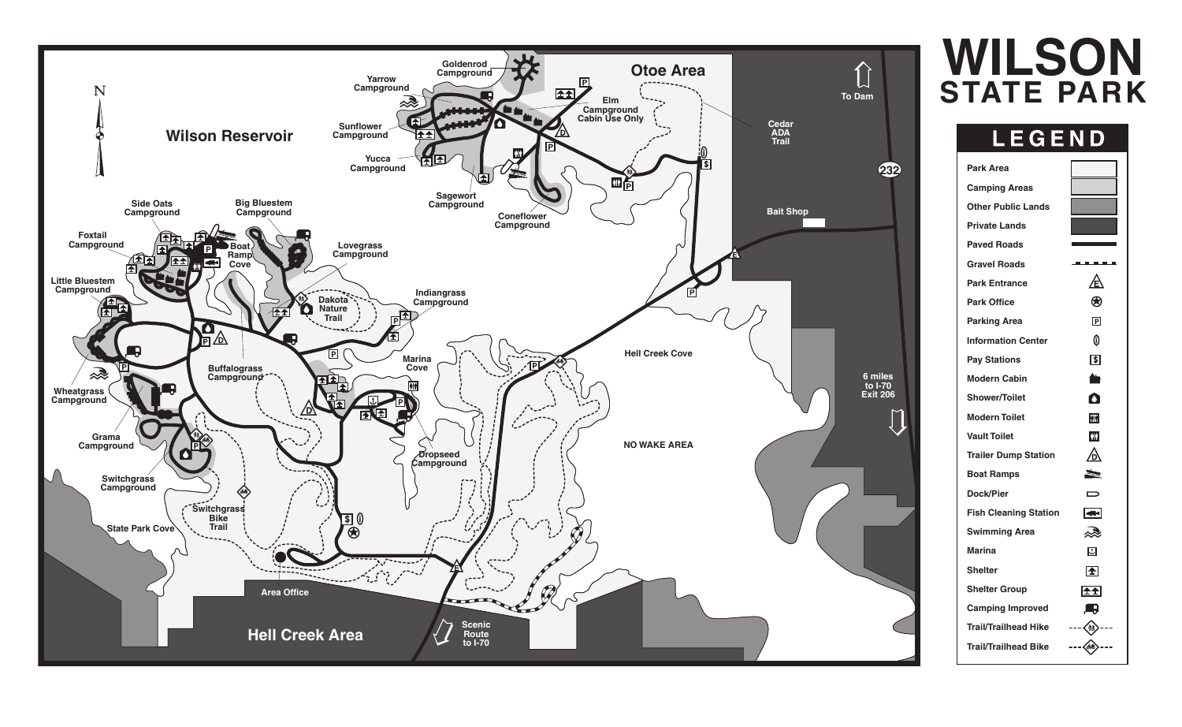# WILSON STATE PARK

Wilson Reservoir

Otoe Area

Hell Creek Area

N

To Dam

Goldenrod Campground

Yarrow Campground

Elm Campground Cabin Use Only

Sunflower Campground

Yucca Campground

Sagewort Campground

Coneflower Campground

Cedar ADA Trail

232

Bait Shop

Side Oats Campground

Big Bluestem Campground

Foxtail Campground

Boat Ramp Cove

Lovegrass Campground

Little Bluestem Campground

Dakota Nature Trail

Indiangrass Campground

Marina Cove

Hell Creek Cove

Buffalograss Campground

Wheatgrass Campground

6 miles to I-70 Exit 206

Grama Campground

Dropseed Campground

NO WAKE AREA

Switchgrass Campground

Switchgrass Bike Trail

State Park Cove

Area Office

Scenic Route to I-70

## LEGEND

- Park Area
- Camping Areas
- Other Public Lands
- Private Lands
- Paved Roads
- Gravel Roads
- Park Entrance
- Park Office
- Parking Area
- Information Center
- Pay Stations
- Modern Cabin
- Shower/Toilet
- Modern Toilet
- Vault Toilet
- Trailer Dump Station
- Boat Ramps
- Dock/Pier
- Fish Cleaning Station
- Swimming Area
- Marina
- Shelter
- Shelter Group
- Camping Improved
- Trail/Trailhead Hike
- Trail/Trailhead Bike